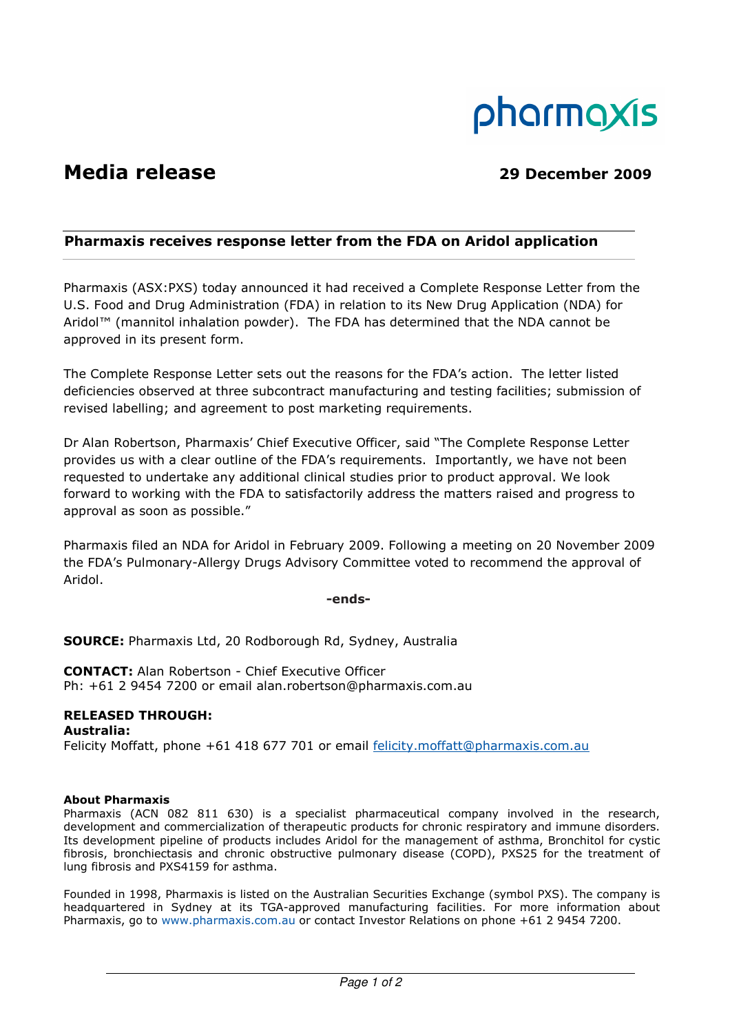pharmaxis

# Media release

**29 December 2009**

## Pharmaxis receives response letter from the FDA on Aridol application

Pharmaxis (ASX:PXS) today announced it had received a Complete Response Letter from the U.S. Food and Drug Administration (FDA) in relation to its New Drug Application (NDA) for Aridol™ (mannitol inhalation powder). The FDA has determined that the NDA cannot be approved in its present form.

The Complete Response Letter sets out the reasons for the FDA's action. The letter listed deficiencies observed at three subcontract manufacturing and testing facilities; submission of revised labelling; and agreement to post marketing requirements.

Dr Alan Robertson, Pharmaxis' Chief Executive Officer, said "The Complete Response Letter provides us with a clear outline of the FDA's requirements. Importantly, we have not been requested to undertake any additional clinical studies prior to product approval. We look forward to working with the FDA to satisfactorily address the matters raised and progress to approval as soon as possible."

Pharmaxis filed an NDA for Aridol in February 2009. Following a meeting on 20 November 2009 the FDA's Pulmonary-Allergy Drugs Advisory Committee voted to recommend the approval of Aridol.

**-ends-**

**SOURCE:** Pharmaxis Ltd, 20 Rodborough Rd, Sydney, Australia

**CONTACT:** Alan Robertson - Chief Executive Officer
Ph: +61 2 9454 7200 or email alan.robertson@pharmaxis.com.au

**RELEASED THROUGH:**
**Australia:**
Felicity Moffatt, phone +61 418 677 701 or email felicity.moffatt@pharmaxis.com.au

**About Pharmaxis**

Pharmaxis (ACN 082 811 630) is a specialist pharmaceutical company involved in the research, development and commercialization of therapeutic products for chronic respiratory and immune disorders. Its development pipeline of products includes Aridol for the management of asthma, Bronchitol for cystic fibrosis, bronchiectasis and chronic obstructive pulmonary disease (COPD), PXS25 for the treatment of lung fibrosis and PXS4159 for asthma.

Founded in 1998, Pharmaxis is listed on the Australian Securities Exchange (symbol PXS). The company is headquartered in Sydney at its TGA-approved manufacturing facilities. For more information about Pharmaxis, go to www.pharmaxis.com.au or contact Investor Relations on phone +61 2 9454 7200.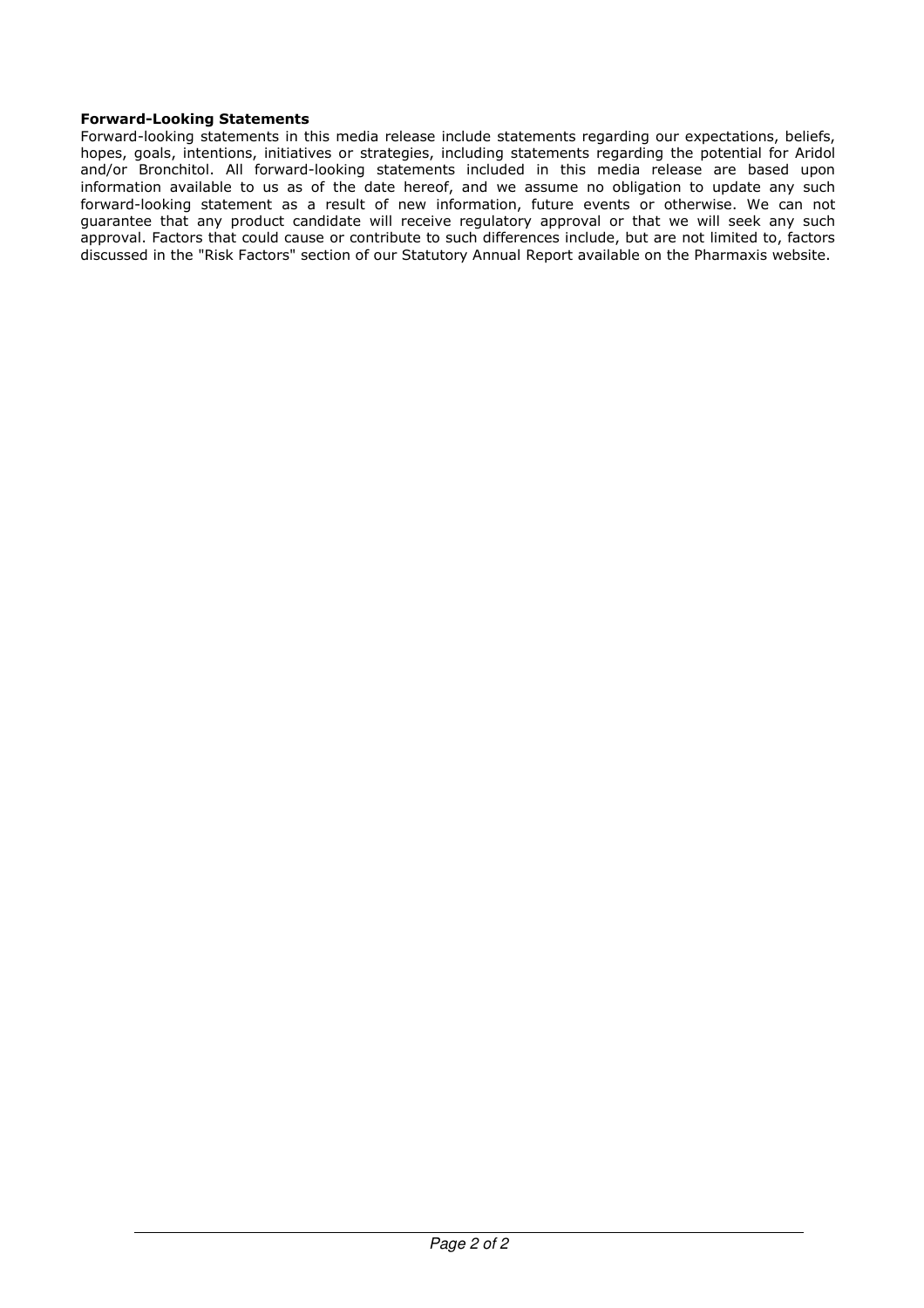**Forward-Looking Statements**

Forward-looking statements in this media release include statements regarding our expectations, beliefs, hopes, goals, intentions, initiatives or strategies, including statements regarding the potential for Aridol and/or Bronchitol. All forward-looking statements included in this media release are based upon information available to us as of the date hereof, and we assume no obligation to update any such forward-looking statement as a result of new information, future events or otherwise. We can not guarantee that any product candidate will receive regulatory approval or that we will seek any such approval. Factors that could cause or contribute to such differences include, but are not limited to, factors discussed in the "Risk Factors" section of our Statutory Annual Report available on the Pharmaxis website.